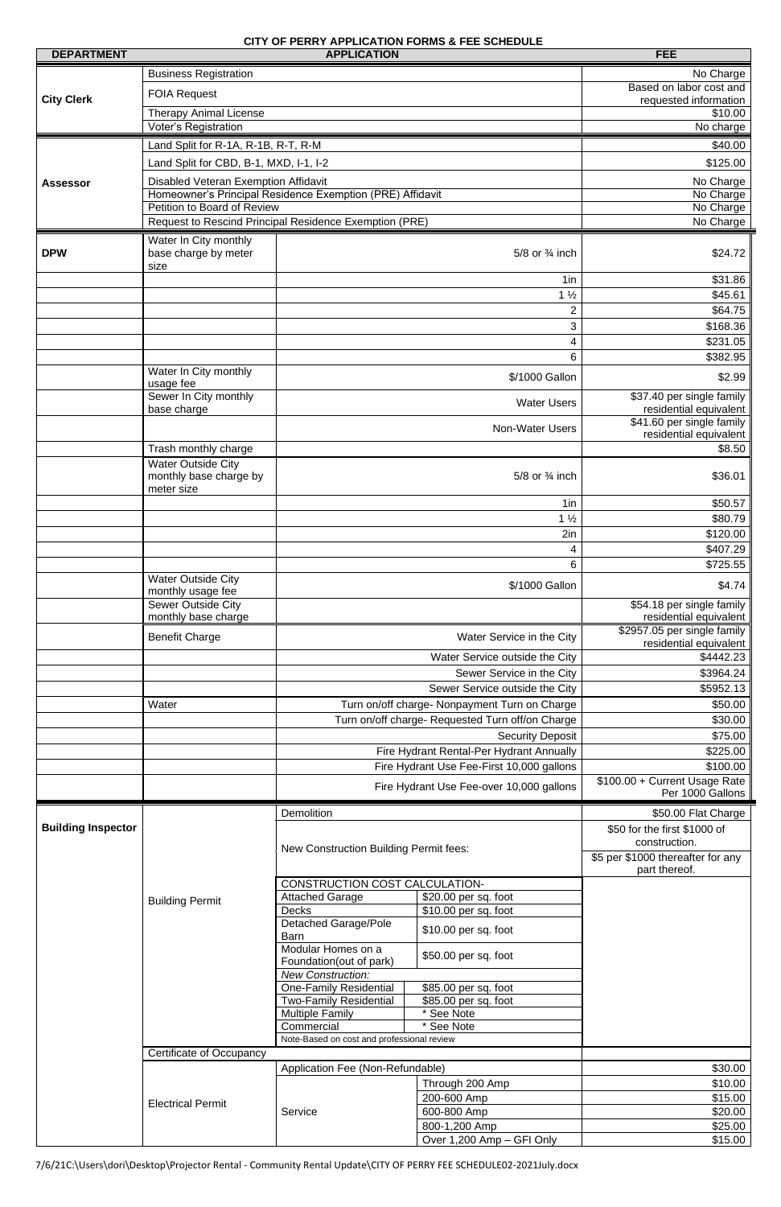# CITY OF PERRY APPLICATION FORMS & FEE SCHEDULE

| DEPARTMENT | APPLICATION | | | FEE |
|---|---|---|---|---|
| City Clerk | Business Registration | | | No Charge |
| | FOIA Request | | | Based on labor cost and requested information |
| | Therapy Animal License | | | $10.00 |
| | Voter's Registration | | | No charge |
| Assessor | Land Split for R-1A, R-1B, R-T, R-M | | | $40.00 |
| | Land Split for CBD, B-1, MXD, I-1, I-2 | | | $125.00 |
| | Disabled Veteran Exemption Affidavit | | | No Charge |
| | Homeowner's Principal Residence Exemption (PRE) Affidavit | | | No Charge |
| | Petition to Board of Review | | | No Charge |
| | Request to Rescind Principal Residence Exemption (PRE) | | | No Charge |
| DPW | Water In City monthly base charge by meter size | 5/8 or ¾ inch | | $24.72 |
| | | 1in | | $31.86 |
| | | 1 ½ | | $45.61 |
| | | 2 | | $64.75 |
| | | 3 | | $168.36 |
| | | 4 | | $231.05 |
| | | 6 | | $382.95 |
| | Water In City monthly usage fee | $/1000 Gallon | | $2.99 |
| | Sewer In City monthly base charge | Water Users | | $37.40 per single family residential equivalent |
| | | Non-Water Users | | $41.60 per single family residential equivalent |
| | Trash monthly charge | | | $8.50 |
| | Water Outside City monthly base charge by meter size | 5/8 or ¾ inch | | $36.01 |
| | | 1in | | $50.57 |
| | | 1 ½ | | $80.79 |
| | | 2in | | $120.00 |
| | | 4 | | $407.29 |
| | | 6 | | $725.55 |
| | Water Outside City monthly usage fee | $/1000 Gallon | | $4.74 |
| | Sewer Outside City monthly base charge | | | $54.18 per single family residential equivalent |
| | Benefit Charge | Water Service in the City | | $2957.05 per single family residential equivalent |
| | | Water Service outside the City | | $4442.23 |
| | | Sewer Service in the City | | $3964.24 |
| | | Sewer Service outside the City | | $5952.13 |
| | Water | Turn on/off charge- Nonpayment Turn on Charge | | $50.00 |
| | | Turn on/off charge- Requested Turn off/on Charge | | $30.00 |
| | | Security Deposit | | $75.00 |
| | | Fire Hydrant Rental-Per Hydrant Annually | | $225.00 |
| | | Fire Hydrant Use Fee-First 10,000 gallons | | $100.00 |
| | | Fire Hydrant Use Fee-over 10,000 gallons | | $100.00 + Current Usage Rate Per 1000 Gallons |
| Building Inspector | Building Permit | Demolition | | $50.00 Flat Charge |
| | | New Construction Building Permit fees: | | $50 for the first $1000 of construction. $5 per $1000 thereafter for any part thereof. |
| | | CONSTRUCTION COST CALCULATION- | | |
| | | Attached Garage | $20.00 per sq. foot | |
| | | Decks | $10.00 per sq. foot | |
| | | Detached Garage/Pole Barn | $10.00 per sq. foot | |
| | | Modular Homes on a Foundation(out of park) | $50.00 per sq. foot | |
| | | *New Construction:* | | |
| | | One-Family Residential | $85.00 per sq. foot | |
| | | Two-Family Residential | $85.00 per sq. foot | |
| | | Multiple Family | * See Note | |
| | | Commercial | * See Note | |
| | | Note-Based on cost and professional review | | |
| | Certificate of Occupancy | | | |
| | Electrical Permit | Application Fee (Non-Refundable) | | $30.00 |
| | | Service | Through 200 Amp | $10.00 |
| | | | 200-600 Amp | $15.00 |
| | | | 600-800 Amp | $20.00 |
| | | | 800-1,200 Amp | $25.00 |
| | | | Over 1,200 Amp – GFI Only | $15.00 |

7/6/21C:\Users\dori\Desktop\Projector Rental - Community Rental Update\CITY OF PERRY FEE SCHEDULE02-2021July.docx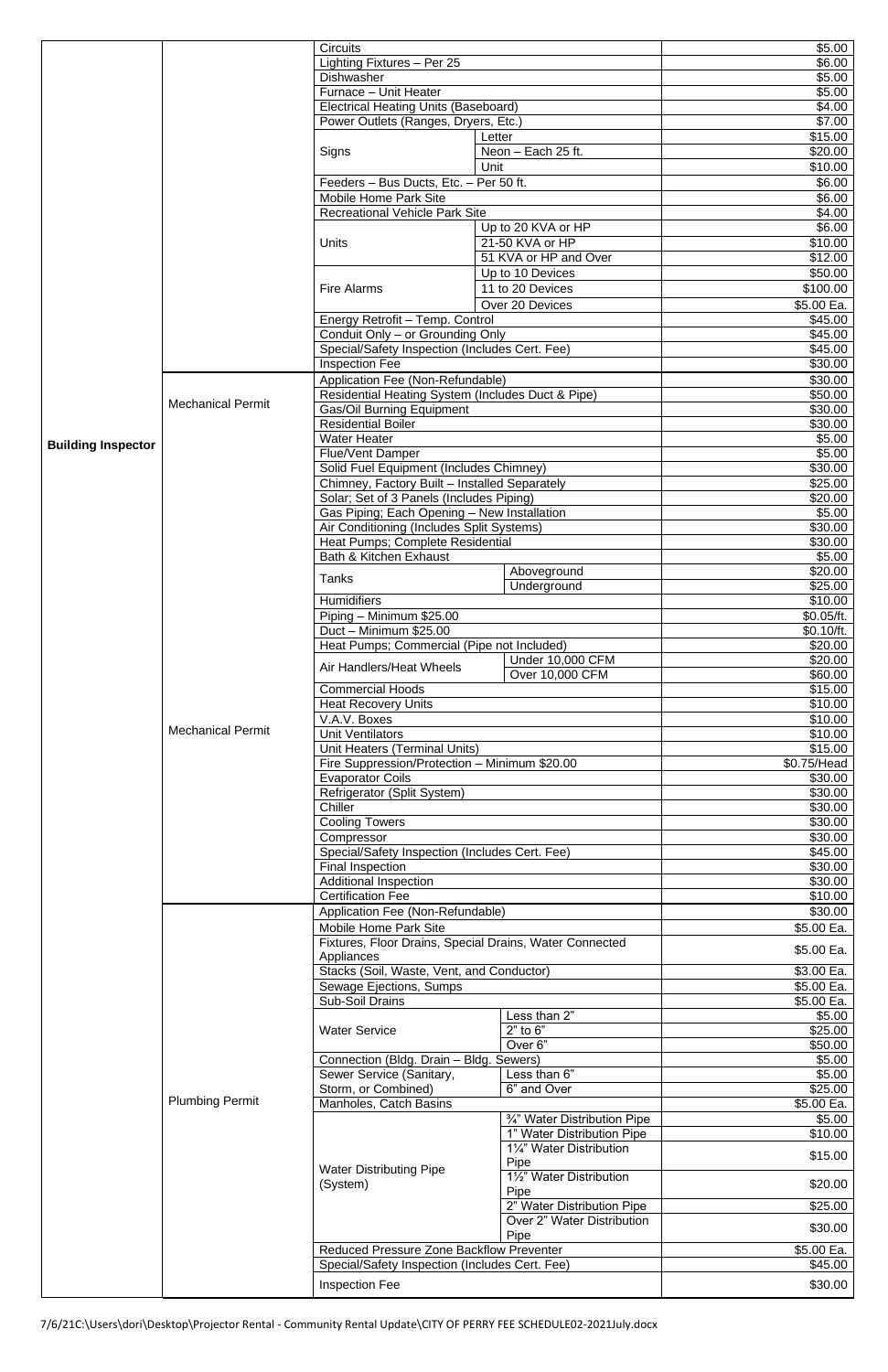| Department | Permit | Item | Sub-item | Fee |
|---|---|---|---|---|
| Building Inspector | | Circuits | | $5.00 |
| | | Lighting Fixtures – Per 25 | | $6.00 |
| | | Dishwasher | | $5.00 |
| | | Furnace – Unit Heater | | $5.00 |
| | | Electrical Heating Units (Baseboard) | | $4.00 |
| | | Power Outlets (Ranges, Dryers, Etc.) | | $7.00 |
| | | Signs | Letter | $15.00 |
| | | | Neon – Each 25 ft. | $20.00 |
| | | | Unit | $10.00 |
| | | Feeders – Bus Ducts, Etc. – Per 50 ft. | | $6.00 |
| | | Mobile Home Park Site | | $6.00 |
| | | Recreational Vehicle Park Site | | $4.00 |
| | | Units | Up to 20 KVA or HP | $6.00 |
| | | | 21-50 KVA or HP | $10.00 |
| | | | 51 KVA or HP and Over | $12.00 |
| | | Fire Alarms | Up to 10 Devices | $50.00 |
| | | | 11 to 20 Devices | $100.00 |
| | | | Over 20 Devices | $5.00 Ea. |
| | | Energy Retrofit – Temp. Control | | $45.00 |
| | | Conduit Only – or Grounding Only | | $45.00 |
| | | Special/Safety Inspection (Includes Cert. Fee) | | $45.00 |
| | | Inspection Fee | | $30.00 |
| | Mechanical Permit | Application Fee (Non-Refundable) | | $30.00 |
| | | Residential Heating System (Includes Duct & Pipe) | | $50.00 |
| | | Gas/Oil Burning Equipment | | $30.00 |
| | | Residential Boiler | | $30.00 |
| | | Water Heater | | $5.00 |
| | | Flue/Vent Damper | | $5.00 |
| | | Solid Fuel Equipment (Includes Chimney) | | $30.00 |
| | | Chimney, Factory Built – Installed Separately | | $25.00 |
| | | Solar; Set of 3 Panels (Includes Piping) | | $20.00 |
| | | Gas Piping; Each Opening – New Installation | | $5.00 |
| | | Air Conditioning (Includes Split Systems) | | $30.00 |
| | | Heat Pumps; Complete Residential | | $30.00 |
| | | Bath & Kitchen Exhaust | | $5.00 |
| | | Tanks | Aboveground | $20.00 |
| | | | Underground | $25.00 |
| | | Humidifiers | | $10.00 |
| | | Piping – Minimum $25.00 | | $0.05/ft. |
| | | Duct – Minimum $25.00 | | $0.10/ft. |
| | | Heat Pumps; Commercial (Pipe not Included) | | $20.00 |
| | | Air Handlers/Heat Wheels | Under 10,000 CFM | $20.00 |
| | | | Over 10,000 CFM | $60.00 |
| | Mechanical Permit | Commercial Hoods | | $15.00 |
| | | Heat Recovery Units | | $10.00 |
| | | V.A.V. Boxes | | $10.00 |
| | | Unit Ventilators | | $10.00 |
| | | Unit Heaters (Terminal Units) | | $15.00 |
| | | Fire Suppression/Protection – Minimum $20.00 | | $0.75/Head |
| | | Evaporator Coils | | $30.00 |
| | | Refrigerator (Split System) | | $30.00 |
| | | Chiller | | $30.00 |
| | | Cooling Towers | | $30.00 |
| | | Compressor | | $30.00 |
| | | Special/Safety Inspection (Includes Cert. Fee) | | $45.00 |
| | | Final Inspection | | $30.00 |
| | | Additional Inspection | | $30.00 |
| | | Certification Fee | | $10.00 |
| | Plumbing Permit | Application Fee (Non-Refundable) | | $30.00 |
| | | Mobile Home Park Site | | $5.00 Ea. |
| | | Fixtures, Floor Drains, Special Drains, Water Connected Appliances | | $5.00 Ea. |
| | | Stacks (Soil, Waste, Vent, and Conductor) | | $3.00 Ea. |
| | | Sewage Ejections, Sumps | | $5.00 Ea. |
| | | Sub-Soil Drains | | $5.00 Ea. |
| | | Water Service | Less than 2" | $5.00 |
| | | | 2" to 6" | $25.00 |
| | | | Over 6" | $50.00 |
| | | Connection (Bldg. Drain – Bldg. Sewers) | | $5.00 |
| | | Sewer Service (Sanitary, Storm, or Combined) | Less than 6" | $5.00 |
| | | | 6" and Over | $25.00 |
| | | Manholes, Catch Basins | | $5.00 Ea. |
| | | Water Distributing Pipe (System) | ¾" Water Distribution Pipe | $5.00 |
| | | | 1" Water Distribution Pipe | $10.00 |
| | | | 1¼" Water Distribution Pipe | $15.00 |
| | | | 1½" Water Distribution Pipe | $20.00 |
| | | | 2" Water Distribution Pipe | $25.00 |
| | | | Over 2" Water Distribution Pipe | $30.00 |
| | | Reduced Pressure Zone Backflow Preventer | | $5.00 Ea. |
| | | Special/Safety Inspection (Includes Cert. Fee) | | $45.00 |
| | | Inspection Fee | | $30.00 |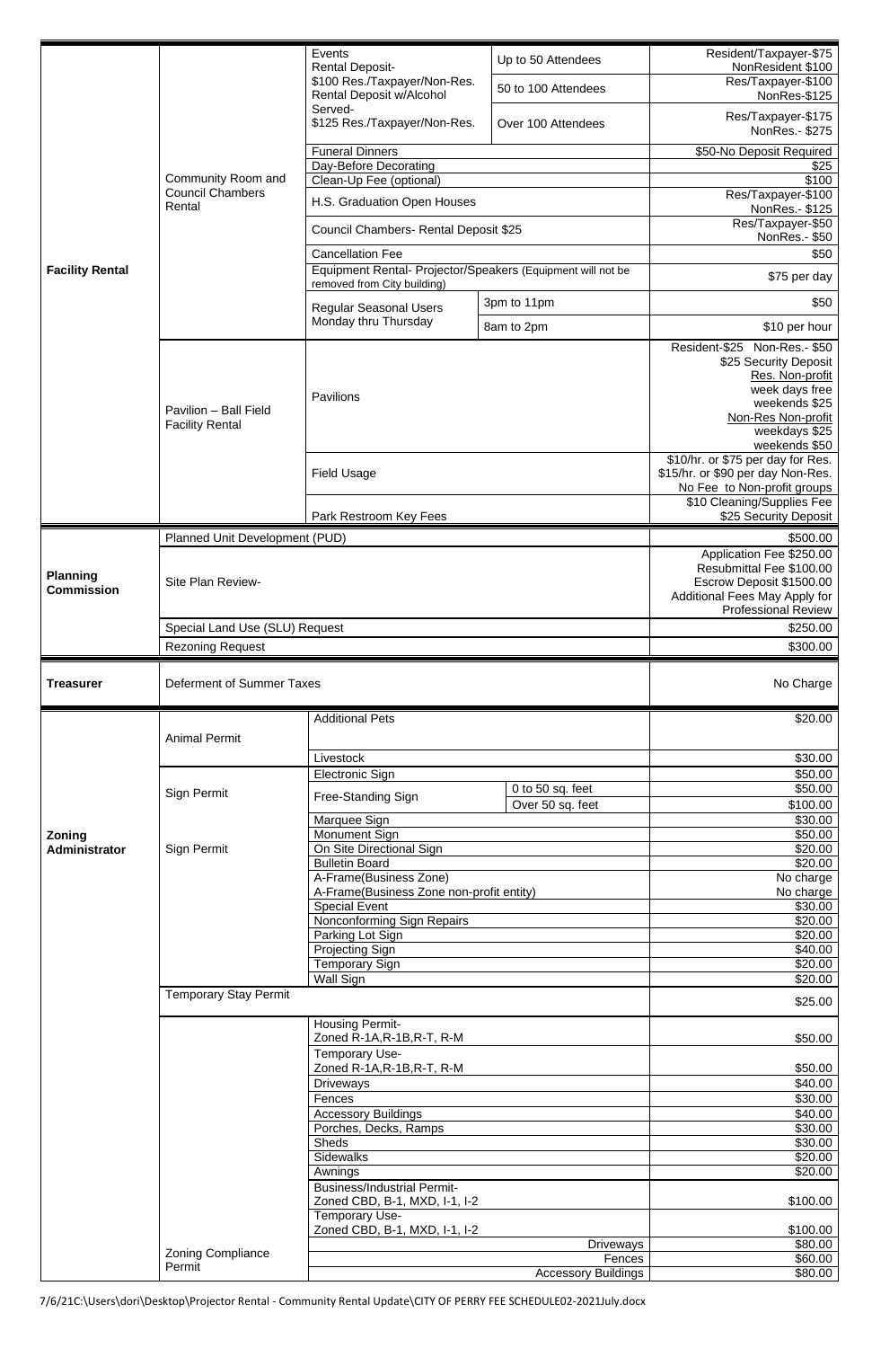| Department | Category | Item | Detail | Fee |
| --- | --- | --- | --- | --- |
| Facility Rental | Community Room and Council Chambers Rental | Events Rental Deposit- $100 Res./Taxpayer/Non-Res. Rental Deposit w/Alcohol Served- $125 Res./Taxpayer/Non-Res. | Up to 50 Attendees | Resident/Taxpayer-$75 NonResident $100 |
| | | | 50 to 100 Attendees | Res/Taxpayer-$100 NonRes-$125 |
| | | | Over 100 Attendees | Res/Taxpayer-$175 NonRes.- $275 |
| | | Funeral Dinners | | $50-No Deposit Required |
| | | Day-Before Decorating | | $25 |
| | | Clean-Up Fee (optional) | | $100 |
| | | H.S. Graduation Open Houses | | Res/Taxpayer-$100 NonRes.- $125 |
| | | Council Chambers- Rental Deposit $25 | | Res/Taxpayer-$50 NonRes.- $50 |
| | | Cancellation Fee | | $50 |
| | | Equipment Rental- Projector/Speakers (Equipment will not be removed from City building) | | $75 per day |
| | | Regular Seasonal Users Monday thru Thursday | 3pm to 11pm | $50 |
| | | | 8am to 2pm | $10 per hour |
| | Pavilion – Ball Field Facility Rental | Pavilions | | Resident-$25 Non-Res.- $50 $25 Security Deposit Res. Non-profit week days free weekends $25 Non-Res Non-profit weekdays $25 weekends $50 |
| | | Field Usage | | $10/hr. or $75 per day for Res. $15/hr. or $90 per day Non-Res. No Fee to Non-profit groups |
| | | Park Restroom Key Fees | | $10 Cleaning/Supplies Fee $25 Security Deposit |
| Planning Commission | Planned Unit Development (PUD) | | | $500.00 |
| | Site Plan Review- | | | Application Fee $250.00 Resubmittal Fee $100.00 Escrow Deposit $1500.00 Additional Fees May Apply for Professional Review |
| | Special Land Use (SLU) Request | | | $250.00 |
| | Rezoning Request | | | $300.00 |
| Treasurer | Deferment of Summer Taxes | | | No Charge |
| Zoning Administrator | Animal Permit | Additional Pets | | $20.00 |
| | | Livestock | | $30.00 |
| | Sign Permit | Electronic Sign | | $50.00 |
| | | Free-Standing Sign | 0 to 50 sq. feet | $50.00 |
| | | | Over 50 sq. feet | $100.00 |
| | Sign Permit | Marquee Sign | | $30.00 |
| | | Monument Sign | | $50.00 |
| | | On Site Directional Sign | | $20.00 |
| | | Bulletin Board | | $20.00 |
| | | A-Frame(Business Zone) | | No charge |
| | | A-Frame(Business Zone non-profit entity) | | No charge |
| | | Special Event | | $30.00 |
| | | Nonconforming Sign Repairs | | $20.00 |
| | | Parking Lot Sign | | $20.00 |
| | | Projecting Sign | | $40.00 |
| | | Temporary Sign | | $20.00 |
| | | Wall Sign | | $20.00 |
| | Temporary Stay Permit | | | $25.00 |
| | Zoning Compliance Permit | Housing Permit- Zoned R-1A,R-1B,R-T, R-M | | $50.00 |
| | | Temporary Use- Zoned R-1A,R-1B,R-T, R-M | | $50.00 |
| | | Driveways | | $40.00 |
| | | Fences | | $30.00 |
| | | Accessory Buildings | | $40.00 |
| | | Porches, Decks, Ramps | | $30.00 |
| | | Sheds | | $30.00 |
| | | Sidewalks | | $20.00 |
| | | Awnings | | $20.00 |
| | | Business/Industrial Permit- Zoned CBD, B-1, MXD, I-1, I-2 | | $100.00 |
| | | Temporary Use- Zoned CBD, B-1, MXD, I-1, I-2 | | $100.00 |
| | | | Driveways | $80.00 |
| | | | Fences | $60.00 |
| | | | Accessory Buildings | $80.00 |

7/6/21C:\Users\dori\Desktop\Projector Rental - Community Rental Update\CITY OF PERRY FEE SCHEDULE02-2021July.docx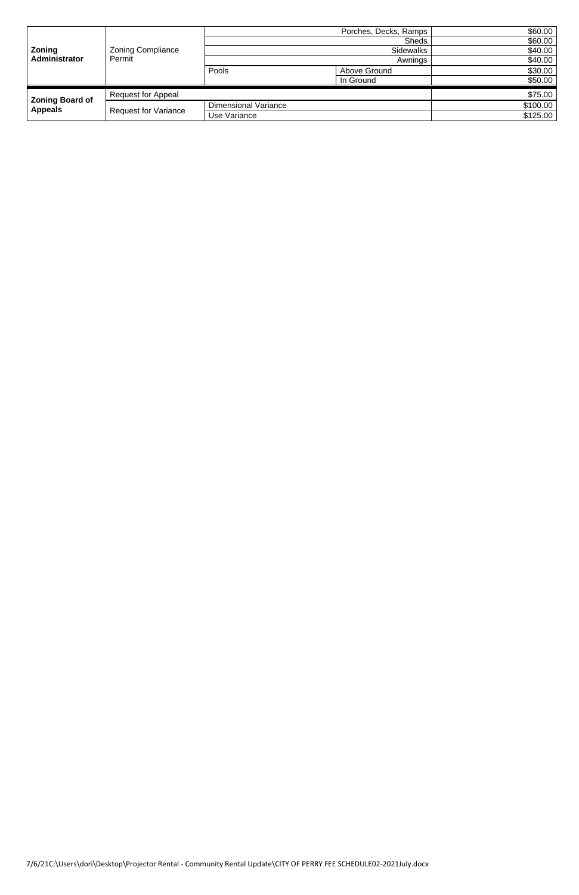| | | | | |
|---|---|---|---|---|
| **Zoning Administrator** | Zoning Compliance Permit | | Porches, Decks, Ramps | $60.00 |
| | | | Sheds | $60.00 |
| | | | Sidewalks | $40.00 |
| | | | Awnings | $40.00 |
| | | Pools | Above Ground | $30.00 |
| | | | In Ground | $50.00 |
| **Zoning Board of Appeals** | Request for Appeal | | | $75.00 |
| | Request for Variance | Dimensional Variance | | $100.00 |
| | | Use Variance | | $125.00 |

7/6/21C:\Users\dori\Desktop\Projector Rental - Community Rental Update\CITY OF PERRY FEE SCHEDULE02-2021July.docx